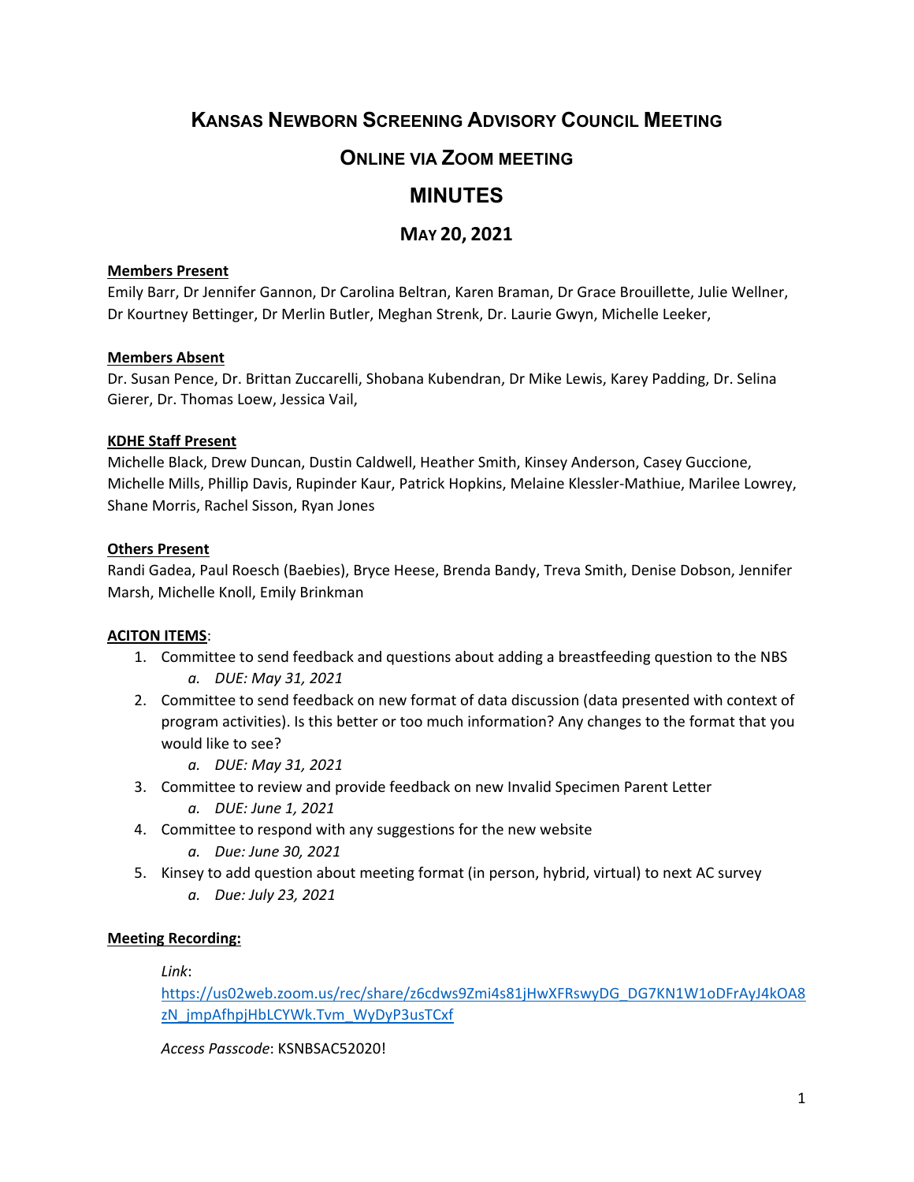# Kansas Newborn Screening Advisory Council Meeting

## Online via Zoom Meeting

# MINUTES

## May 20, 2021

**Members Present**

Emily Barr, Dr Jennifer Gannon, Dr Carolina Beltran, Karen Braman, Dr Grace Brouillette, Julie Wellner, Dr Kourtney Bettinger, Dr Merlin Butler, Meghan Strenk, Dr. Laurie Gwyn, Michelle Leeker,

**Members Absent**

Dr. Susan Pence, Dr. Brittan Zuccarelli, Shobana Kubendran, Dr Mike Lewis, Karey Padding, Dr. Selina Gierer, Dr. Thomas Loew, Jessica Vail,

**KDHE Staff Present**

Michelle Black, Drew Duncan, Dustin Caldwell, Heather Smith, Kinsey Anderson, Casey Guccione, Michelle Mills, Phillip Davis, Rupinder Kaur, Patrick Hopkins, Melaine Klessler-Mathiue, Marilee Lowrey, Shane Morris, Rachel Sisson, Ryan Jones

**Others Present**

Randi Gadea, Paul Roesch (Baebies), Bryce Heese, Brenda Bandy, Treva Smith, Denise Dobson, Jennifer Marsh, Michelle Knoll, Emily Brinkman

**ACITON ITEMS**:

1. Committee to send feedback and questions about adding a breastfeeding question to the NBS
   a. *DUE: May 31, 2021*
2. Committee to send feedback on new format of data discussion (data presented with context of program activities). Is this better or too much information? Any changes to the format that you would like to see?
   a. *DUE: May 31, 2021*
3. Committee to review and provide feedback on new Invalid Specimen Parent Letter
   a. *DUE: June 1, 2021*
4. Committee to respond with any suggestions for the new website
   a. *Due: June 30, 2021*
5. Kinsey to add question about meeting format (in person, hybrid, virtual) to next AC survey
   a. *Due: July 23, 2021*

**Meeting Recording:**

*Link*: https://us02web.zoom.us/rec/share/z6cdws9Zmi4s81jHwXFRswyDG_DG7KN1W1oDFrAyJ4kOA8zN_jmpAfhpjHbLCYWk.Tvm_WyDyP3usTCxf

*Access Passcode*: KSNBSAC52020!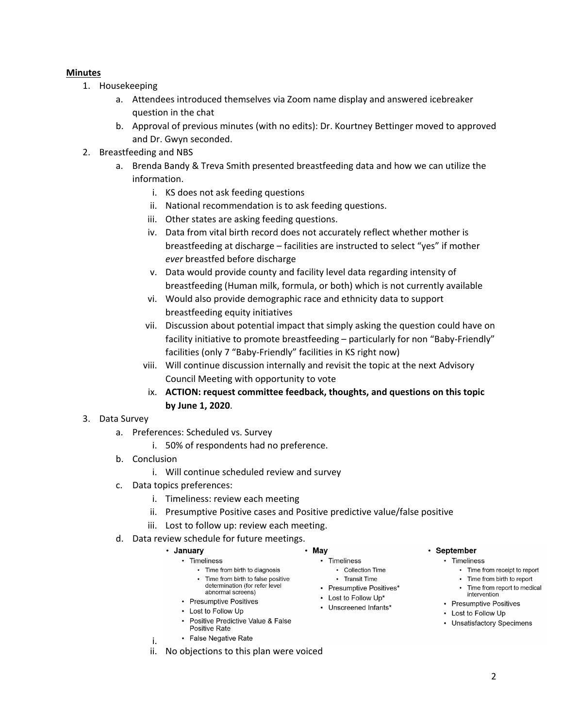**Minutes**

1. Housekeeping
   a. Attendees introduced themselves via Zoom name display and answered icebreaker question in the chat
   b. Approval of previous minutes (with no edits): Dr. Kourtney Bettinger moved to approved and Dr. Gwyn seconded.
2. Breastfeeding and NBS
   a. Brenda Bandy & Treva Smith presented breastfeeding data and how we can utilize the information.
      i. KS does not ask feeding questions
      ii. National recommendation is to ask feeding questions.
      iii. Other states are asking feeding questions.
      iv. Data from vital birth record does not accurately reflect whether mother is breastfeeding at discharge – facilities are instructed to select "yes" if mother *ever* breastfed before discharge
      v. Data would provide county and facility level data regarding intensity of breastfeeding (Human milk, formula, or both) which is not currently available
      vi. Would also provide demographic race and ethnicity data to support breastfeeding equity initiatives
      vii. Discussion about potential impact that simply asking the question could have on facility initiative to promote breastfeeding – particularly for non "Baby-Friendly" facilities (only 7 "Baby-Friendly" facilities in KS right now)
      viii. Will continue discussion internally and revisit the topic at the next Advisory Council Meeting with opportunity to vote
      ix. **ACTION: request committee feedback, thoughts, and questions on this topic by June 1, 2020**.
3. Data Survey
   a. Preferences: Scheduled vs. Survey
      i. 50% of respondents had no preference.
   b. Conclusion
      i. Will continue scheduled review and survey
   c. Data topics preferences:
      i. Timeliness: review each meeting
      ii. Presumptive Positive cases and Positive predictive value/false positive
      iii. Lost to follow up: review each meeting.
   d. Data review schedule for future meetings.
      i.
         - **January**
           - Timeliness
             - Time from birth to diagnosis
             - Time from birth to false positive determination (for refer level abnormal screens)
           - Presumptive Positives
           - Lost to Follow Up
           - Positive Predictive Value & False Positive Rate
           - False Negative Rate
         - **May**
           - Timeliness
             - Collection Time
             - Transit Time
           - Presumptive Positives*
           - Lost to Follow Up*
           - Unscreened Infants*
         - **September**
           - Timeliness
             - Time from receipt to report
             - Time from birth to report
             - Time from report to medical intervention
           - Presumptive Positives
           - Lost to Follow Up
           - Unsatisfactory Specimens
      ii. No objections to this plan were voiced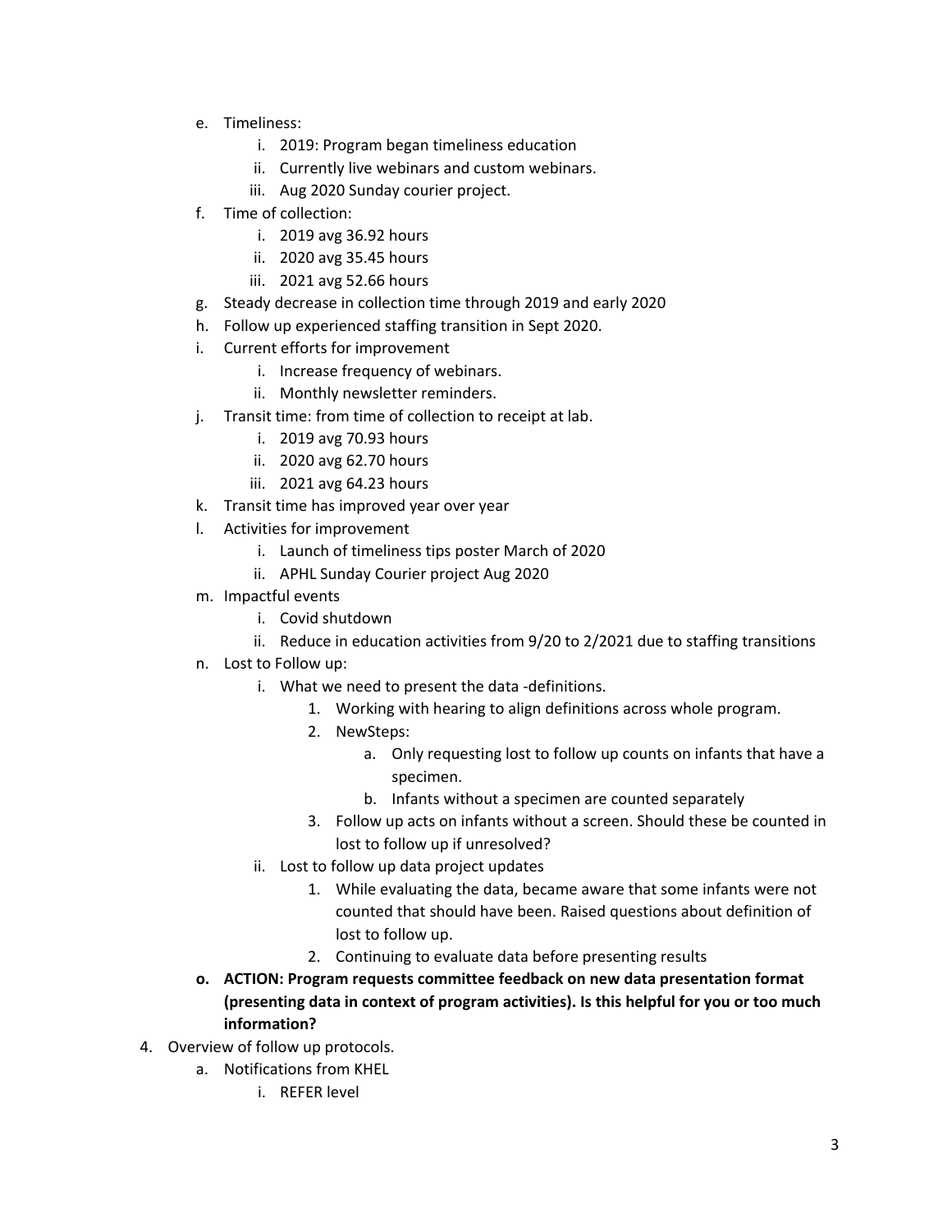e. Timeliness:
    i. 2019: Program began timeliness education
    ii. Currently live webinars and custom webinars.
    iii. Aug 2020 Sunday courier project.

f. Time of collection:
    i. 2019 avg 36.92 hours
    ii. 2020 avg 35.45 hours
    iii. 2021 avg 52.66 hours

g. Steady decrease in collection time through 2019 and early 2020

h. Follow up experienced staffing transition in Sept 2020.

i. Current efforts for improvement
    i. Increase frequency of webinars.
    ii. Monthly newsletter reminders.

j. Transit time: from time of collection to receipt at lab.
    i. 2019 avg 70.93 hours
    ii. 2020 avg 62.70 hours
    iii. 2021 avg 64.23 hours

k. Transit time has improved year over year

l. Activities for improvement
    i. Launch of timeliness tips poster March of 2020
    ii. APHL Sunday Courier project Aug 2020

m. Impactful events
    i. Covid shutdown
    ii. Reduce in education activities from 9/20 to 2/2021 due to staffing transitions

n. Lost to Follow up:
    i. What we need to present the data -definitions.
        1. Working with hearing to align definitions across whole program.
        2. NewSteps:
            a. Only requesting lost to follow up counts on infants that have a specimen.
            b. Infants without a specimen are counted separately
        3. Follow up acts on infants without a screen. Should these be counted in lost to follow up if unresolved?
    ii. Lost to follow up data project updates
        1. While evaluating the data, became aware that some infants were not counted that should have been. Raised questions about definition of lost to follow up.
        2. Continuing to evaluate data before presenting results

**o. ACTION: Program requests committee feedback on new data presentation format (presenting data in context of program activities). Is this helpful for you or too much information?**

4. Overview of follow up protocols.
    a. Notifications from KHEL
        i. REFER level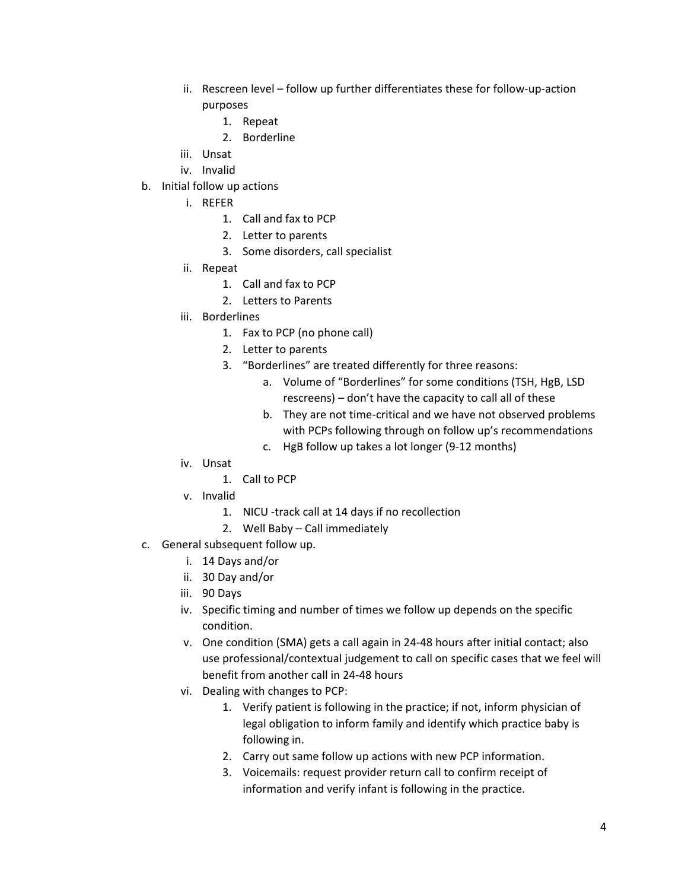ii. Rescreen level – follow up further differentiates these for follow-up-action purposes
      1. Repeat
      2. Borderline
   iii. Unsat
   iv. Invalid

b. Initial follow up actions
   i. REFER
      1. Call and fax to PCP
      2. Letter to parents
      3. Some disorders, call specialist
   ii. Repeat
      1. Call and fax to PCP
      2. Letters to Parents
   iii. Borderlines
      1. Fax to PCP (no phone call)
      2. Letter to parents
      3. "Borderlines" are treated differently for three reasons:
         a. Volume of "Borderlines" for some conditions (TSH, HgB, LSD rescreens) – don't have the capacity to call all of these
         b. They are not time-critical and we have not observed problems with PCPs following through on follow up's recommendations
         c. HgB follow up takes a lot longer (9-12 months)
   iv. Unsat
      1. Call to PCP
   v. Invalid
      1. NICU -track call at 14 days if no recollection
      2. Well Baby – Call immediately

c. General subsequent follow up.
   i. 14 Days and/or
   ii. 30 Day and/or
   iii. 90 Days
   iv. Specific timing and number of times we follow up depends on the specific condition.
   v. One condition (SMA) gets a call again in 24-48 hours after initial contact; also use professional/contextual judgement to call on specific cases that we feel will benefit from another call in 24-48 hours
   vi. Dealing with changes to PCP:
      1. Verify patient is following in the practice; if not, inform physician of legal obligation to inform family and identify which practice baby is following in.
      2. Carry out same follow up actions with new PCP information.
      3. Voicemails: request provider return call to confirm receipt of information and verify infant is following in the practice.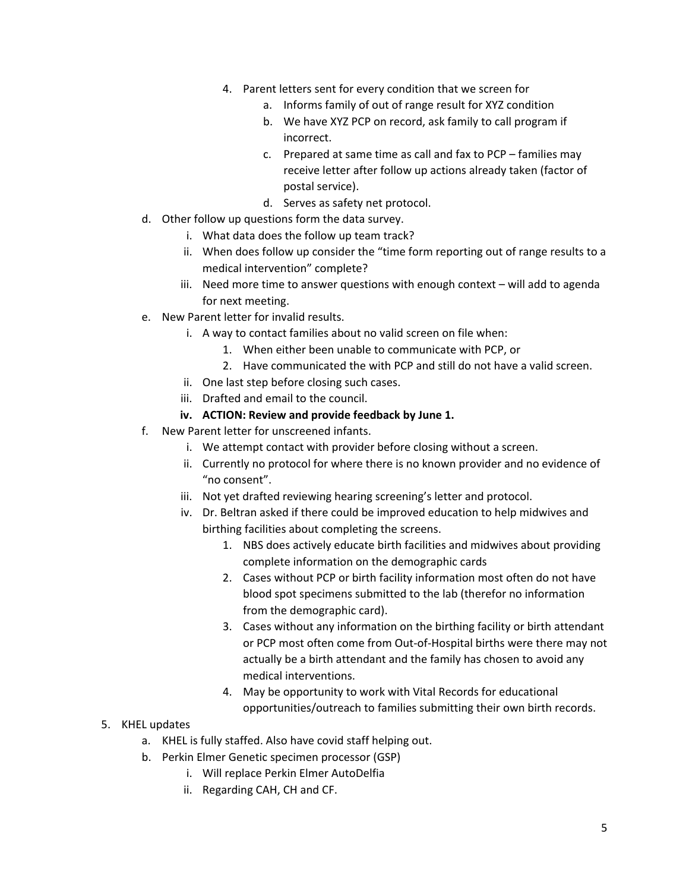4. Parent letters sent for every condition that we screen for
    a. Informs family of out of range result for XYZ condition
    b. We have XYZ PCP on record, ask family to call program if incorrect.
    c. Prepared at same time as call and fax to PCP – families may receive letter after follow up actions already taken (factor of postal service).
    d. Serves as safety net protocol.

d. Other follow up questions form the data survey.
    i. What data does the follow up team track?
    ii. When does follow up consider the "time form reporting out of range results to a medical intervention" complete?
    iii. Need more time to answer questions with enough context – will add to agenda for next meeting.

e. New Parent letter for invalid results.
    i. A way to contact families about no valid screen on file when:
        1. When either been unable to communicate with PCP, or
        2. Have communicated the with PCP and still do not have a valid screen.
    ii. One last step before closing such cases.
    iii. Drafted and email to the council.
    **iv. ACTION: Review and provide feedback by June 1.**

f. New Parent letter for unscreened infants.
    i. We attempt contact with provider before closing without a screen.
    ii. Currently no protocol for where there is no known provider and no evidence of "no consent".
    iii. Not yet drafted reviewing hearing screening's letter and protocol.
    iv. Dr. Beltran asked if there could be improved education to help midwives and birthing facilities about completing the screens.
        1. NBS does actively educate birth facilities and midwives about providing complete information on the demographic cards
        2. Cases without PCP or birth facility information most often do not have blood spot specimens submitted to the lab (therefor no information from the demographic card).
        3. Cases without any information on the birthing facility or birth attendant or PCP most often come from Out-of-Hospital births were there may not actually be a birth attendant and the family has chosen to avoid any medical interventions.
        4. May be opportunity to work with Vital Records for educational opportunities/outreach to families submitting their own birth records.

5. KHEL updates
    a. KHEL is fully staffed. Also have covid staff helping out.
    b. Perkin Elmer Genetic specimen processor (GSP)
        i. Will replace Perkin Elmer AutoDelfia
        ii. Regarding CAH, CH and CF.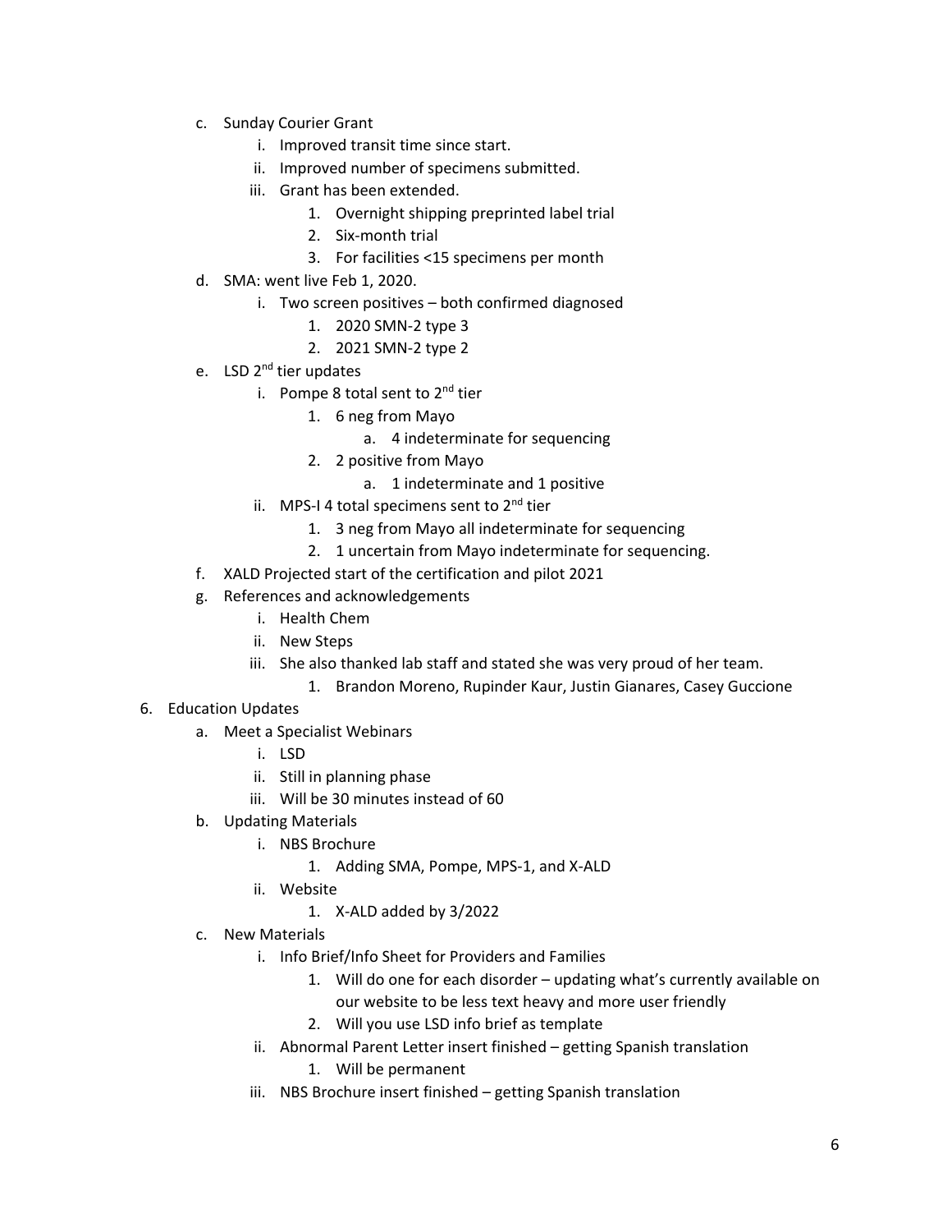c. Sunday Courier Grant
    i. Improved transit time since start.
    ii. Improved number of specimens submitted.
    iii. Grant has been extended.
        1. Overnight shipping preprinted label trial
        2. Six-month trial
        3. For facilities <15 specimens per month

d. SMA: went live Feb 1, 2020.
    i. Two screen positives – both confirmed diagnosed
        1. 2020 SMN-2 type 3
        2. 2021 SMN-2 type 2

e. LSD 2nd tier updates
    i. Pompe 8 total sent to 2nd tier
        1. 6 neg from Mayo
            a. 4 indeterminate for sequencing
        2. 2 positive from Mayo
            a. 1 indeterminate and 1 positive
    ii. MPS-I 4 total specimens sent to 2nd tier
        1. 3 neg from Mayo all indeterminate for sequencing
        2. 1 uncertain from Mayo indeterminate for sequencing.

f. XALD Projected start of the certification and pilot 2021

g. References and acknowledgements
    i. Health Chem
    ii. New Steps
    iii. She also thanked lab staff and stated she was very proud of her team.
        1. Brandon Moreno, Rupinder Kaur, Justin Gianares, Casey Guccione

6. Education Updates

a. Meet a Specialist Webinars
    i. LSD
    ii. Still in planning phase
    iii. Will be 30 minutes instead of 60

b. Updating Materials
    i. NBS Brochure
        1. Adding SMA, Pompe, MPS-1, and X-ALD
    ii. Website
        1. X-ALD added by 3/2022

c. New Materials
    i. Info Brief/Info Sheet for Providers and Families
        1. Will do one for each disorder – updating what's currently available on our website to be less text heavy and more user friendly
        2. Will you use LSD info brief as template
    ii. Abnormal Parent Letter insert finished – getting Spanish translation
        1. Will be permanent
    iii. NBS Brochure insert finished – getting Spanish translation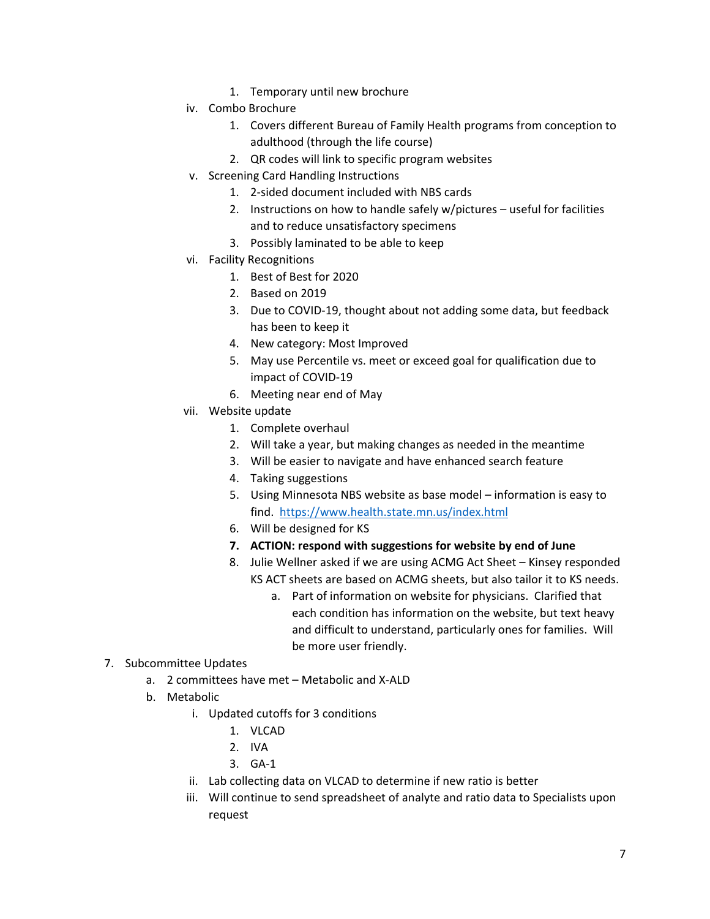1. Temporary until new brochure

   iv. Combo Brochure
        1. Covers different Bureau of Family Health programs from conception to adulthood (through the life course)
        2. QR codes will link to specific program websites

   v. Screening Card Handling Instructions
        1. 2-sided document included with NBS cards
        2. Instructions on how to handle safely w/pictures – useful for facilities and to reduce unsatisfactory specimens
        3. Possibly laminated to be able to keep

   vi. Facility Recognitions
        1. Best of Best for 2020
        2. Based on 2019
        3. Due to COVID-19, thought about not adding some data, but feedback has been to keep it
        4. New category: Most Improved
        5. May use Percentile vs. meet or exceed goal for qualification due to impact of COVID-19
        6. Meeting near end of May

   vii. Website update
        1. Complete overhaul
        2. Will take a year, but making changes as needed in the meantime
        3. Will be easier to navigate and have enhanced search feature
        4. Taking suggestions
        5. Using Minnesota NBS website as base model – information is easy to find. https://www.health.state.mn.us/index.html
        6. Will be designed for KS
        7. **ACTION: respond with suggestions for website by end of June**
        8. Julie Wellner asked if we are using ACMG Act Sheet – Kinsey responded KS ACT sheets are based on ACMG sheets, but also tailor it to KS needs.
            a. Part of information on website for physicians. Clarified that each condition has information on the website, but text heavy and difficult to understand, particularly ones for families. Will be more user friendly.

7. Subcommittee Updates
    a. 2 committees have met – Metabolic and X-ALD
    b. Metabolic
        i. Updated cutoffs for 3 conditions
            1. VLCAD
            2. IVA
            3. GA-1
        ii. Lab collecting data on VLCAD to determine if new ratio is better
        iii. Will continue to send spreadsheet of analyte and ratio data to Specialists upon request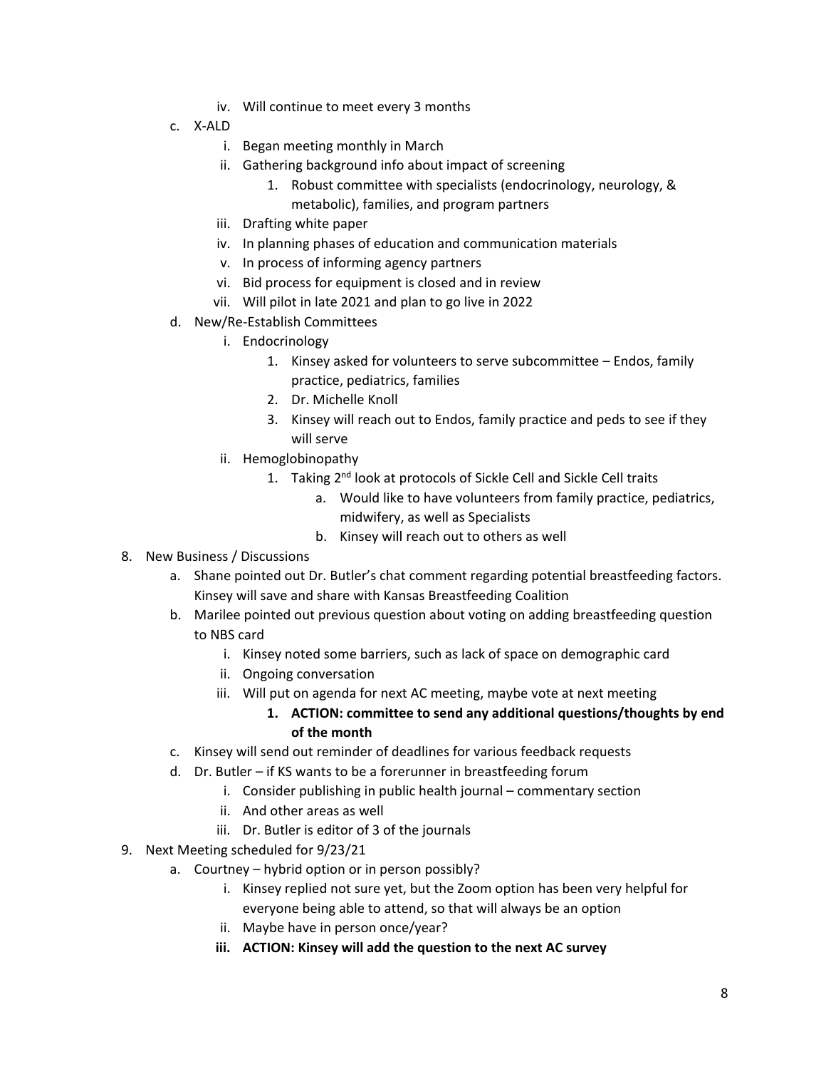- iv. Will continue to meet every 3 months
- c. X-ALD
   - i. Began meeting monthly in March
   - ii. Gathering background info about impact of screening
      1. Robust committee with specialists (endocrinology, neurology, & metabolic), families, and program partners
   - iii. Drafting white paper
   - iv. In planning phases of education and communication materials
   - v. In process of informing agency partners
   - vi. Bid process for equipment is closed and in review
   - vii. Will pilot in late 2021 and plan to go live in 2022
- d. New/Re-Establish Committees
   - i. Endocrinology
      1. Kinsey asked for volunteers to serve subcommittee – Endos, family practice, pediatrics, families
      2. Dr. Michelle Knoll
      3. Kinsey will reach out to Endos, family practice and peds to see if they will serve
   - ii. Hemoglobinopathy
      1. Taking 2nd look at protocols of Sickle Cell and Sickle Cell traits
         - a. Would like to have volunteers from family practice, pediatrics, midwifery, as well as Specialists
         - b. Kinsey will reach out to others as well

8. New Business / Discussions
   - a. Shane pointed out Dr. Butler's chat comment regarding potential breastfeeding factors. Kinsey will save and share with Kansas Breastfeeding Coalition
   - b. Marilee pointed out previous question about voting on adding breastfeeding question to NBS card
      - i. Kinsey noted some barriers, such as lack of space on demographic card
      - ii. Ongoing conversation
      - iii. Will put on agenda for next AC meeting, maybe vote at next meeting
         1. **ACTION: committee to send any additional questions/thoughts by end of the month**
   - c. Kinsey will send out reminder of deadlines for various feedback requests
   - d. Dr. Butler – if KS wants to be a forerunner in breastfeeding forum
      - i. Consider publishing in public health journal – commentary section
      - ii. And other areas as well
      - iii. Dr. Butler is editor of 3 of the journals

9. Next Meeting scheduled for 9/23/21
   - a. Courtney – hybrid option or in person possibly?
      - i. Kinsey replied not sure yet, but the Zoom option has been very helpful for everyone being able to attend, so that will always be an option
      - ii. Maybe have in person once/year?
      - **iii. ACTION: Kinsey will add the question to the next AC survey**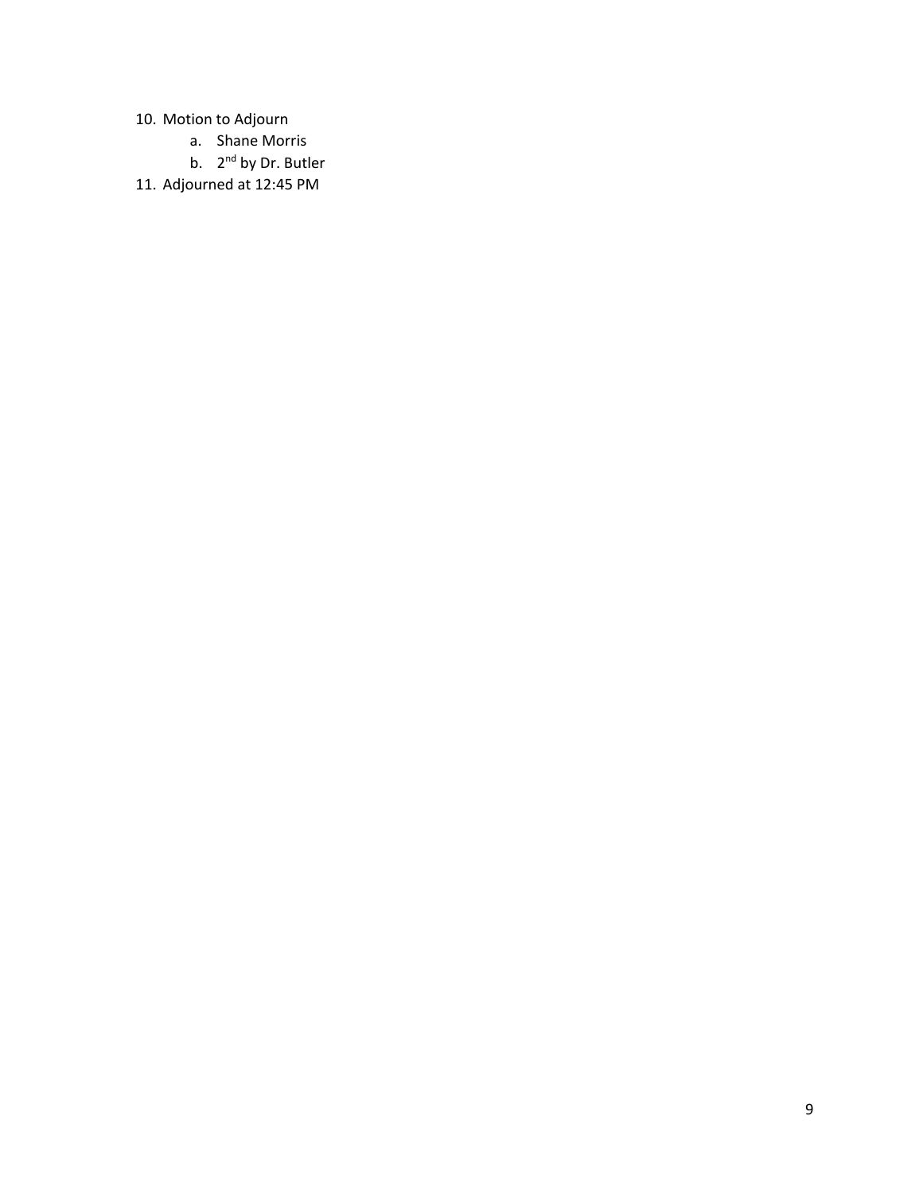10. Motion to Adjourn
    a. Shane Morris
    b. 2nd by Dr. Butler
11. Adjourned at 12:45 PM